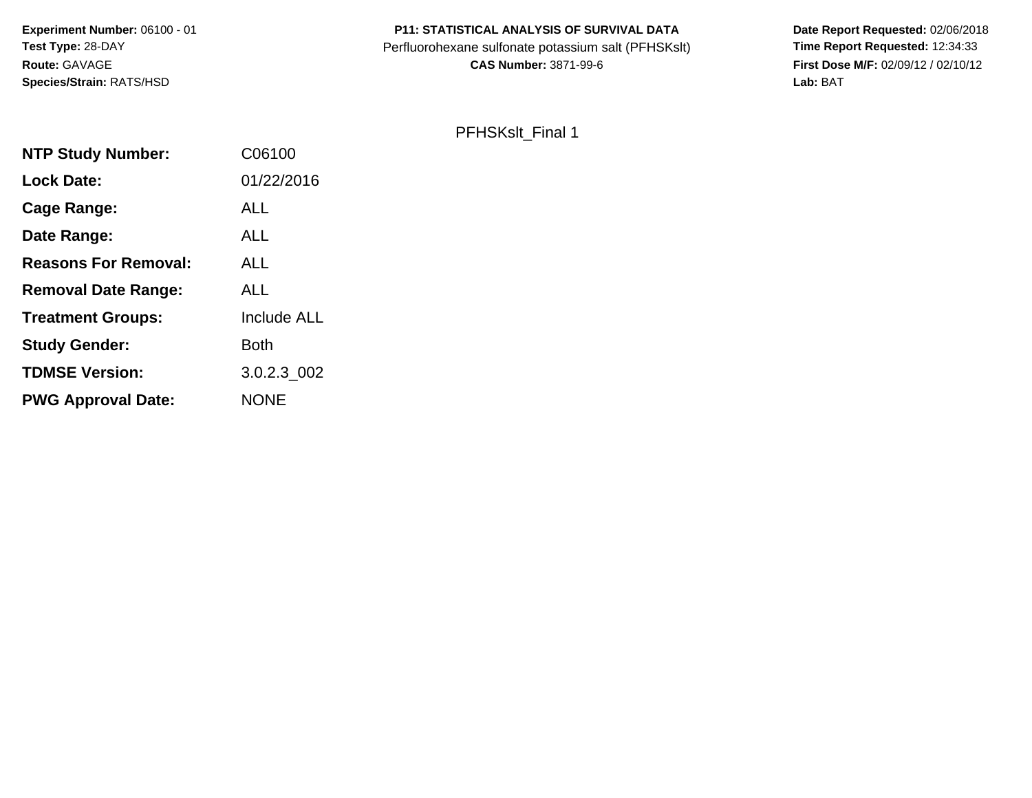**Experiment Number:** 06100 - 01
**Test Type:** 28-DAY
**Route:** GAVAGE
**Species/Strain:** RATS/HSD

**P11: STATISTICAL ANALYSIS OF SURVIVAL DATA**
Perfluorohexane sulfonate potassium salt (PFHSKslt)
**CAS Number:** 3871-99-6

**Date Report Requested:** 02/06/2018
**Time Report Requested:** 12:34:33
**First Dose M/F:** 02/09/12 / 02/10/12
**Lab:** BAT

PFHSKslt_Final 1

| | |
|---|---|
| **NTP Study Number:** | C06100 |
| **Lock Date:** | 01/22/2016 |
| **Cage Range:** | ALL |
| **Date Range:** | ALL |
| **Reasons For Removal:** | ALL |
| **Removal Date Range:** | ALL |
| **Treatment Groups:** | Include ALL |
| **Study Gender:** | Both |
| **TDMSE Version:** | 3.0.2.3_002 |
| **PWG Approval Date:** | NONE |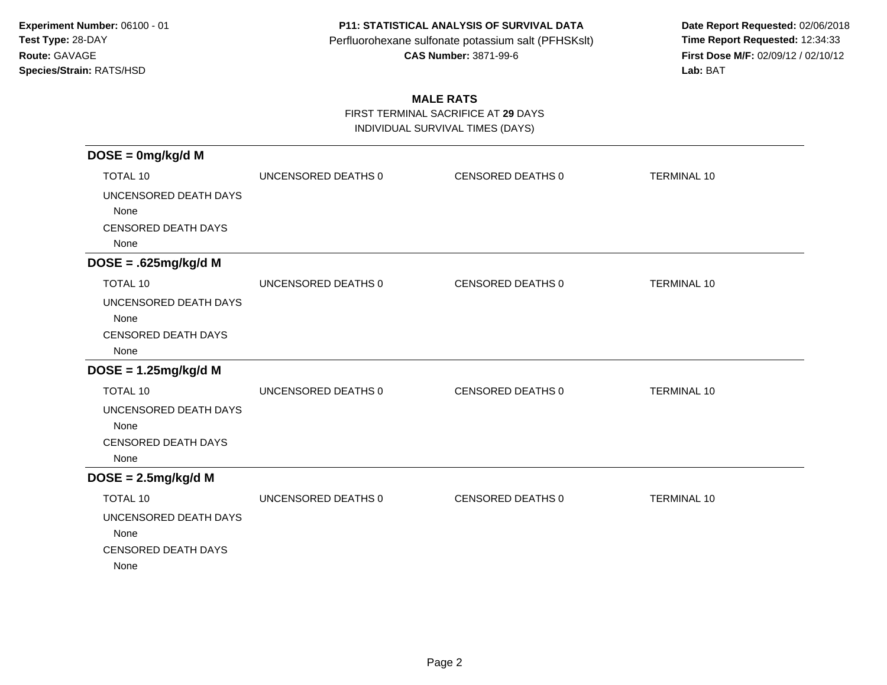**Experiment Number:** 06100 - 01
**Test Type:** 28-DAY
**Route:** GAVAGE
**Species/Strain:** RATS/HSD

**P11: STATISTICAL ANALYSIS OF SURVIVAL DATA**
Perfluorohexane sulfonate potassium salt (PFHSKslt)
**CAS Number:** 3871-99-6

**Date Report Requested:** 02/06/2018
**Time Report Requested:** 12:34:33
**First Dose M/F:** 02/09/12 / 02/10/12
**Lab:** BAT

## MALE RATS

FIRST TERMINAL SACRIFICE AT **29** DAYS
INDIVIDUAL SURVIVAL TIMES (DAYS)

### DOSE = 0mg/kg/d M

| TOTAL 10 | UNCENSORED DEATHS 0 | CENSORED DEATHS 0 | TERMINAL 10 |
|---|---|---|---|

UNCENSORED DEATH DAYS
None
CENSORED DEATH DAYS
None

### DOSE = .625mg/kg/d M

| TOTAL 10 | UNCENSORED DEATHS 0 | CENSORED DEATHS 0 | TERMINAL 10 |
|---|---|---|---|

UNCENSORED DEATH DAYS
None
CENSORED DEATH DAYS
None

### DOSE = 1.25mg/kg/d M

| TOTAL 10 | UNCENSORED DEATHS 0 | CENSORED DEATHS 0 | TERMINAL 10 |
|---|---|---|---|

UNCENSORED DEATH DAYS
None
CENSORED DEATH DAYS
None

### DOSE = 2.5mg/kg/d M

| TOTAL 10 | UNCENSORED DEATHS 0 | CENSORED DEATHS 0 | TERMINAL 10 |
|---|---|---|---|

UNCENSORED DEATH DAYS
None
CENSORED DEATH DAYS
None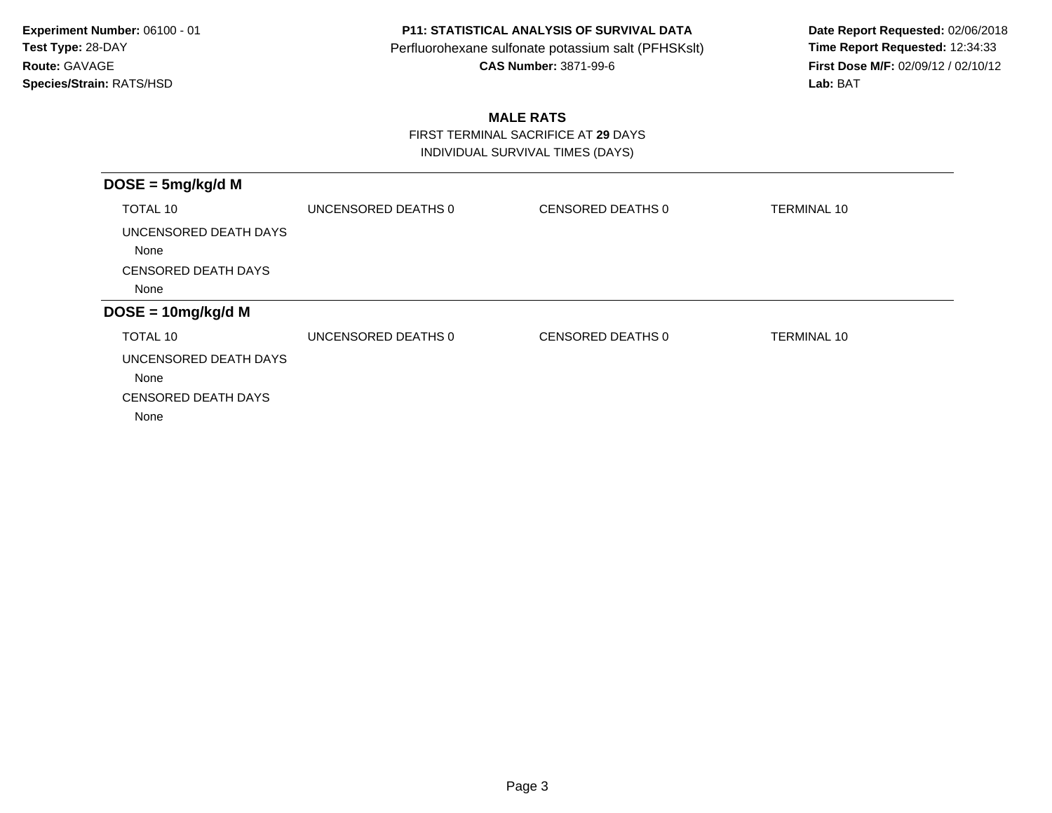**Experiment Number:** 06100 - 01
**Test Type:** 28-DAY
**Route:** GAVAGE
**Species/Strain:** RATS/HSD

**P11: STATISTICAL ANALYSIS OF SURVIVAL DATA**
Perfluorohexane sulfonate potassium salt (PFHSKslt)
**CAS Number:** 3871-99-6

**Date Report Requested:** 02/06/2018
**Time Report Requested:** 12:34:33
**First Dose M/F:** 02/09/12 / 02/10/12
**Lab:** BAT

## MALE RATS

FIRST TERMINAL SACRIFICE AT **29** DAYS

INDIVIDUAL SURVIVAL TIMES (DAYS)

### DOSE = 5mg/kg/d M

| TOTAL 10 | UNCENSORED DEATHS 0 | CENSORED DEATHS 0 | TERMINAL 10 |
|---|---|---|---|

UNCENSORED DEATH DAYS

None

CENSORED DEATH DAYS

None

### DOSE = 10mg/kg/d M

| TOTAL 10 | UNCENSORED DEATHS 0 | CENSORED DEATHS 0 | TERMINAL 10 |
|---|---|---|---|

UNCENSORED DEATH DAYS

None

CENSORED DEATH DAYS

None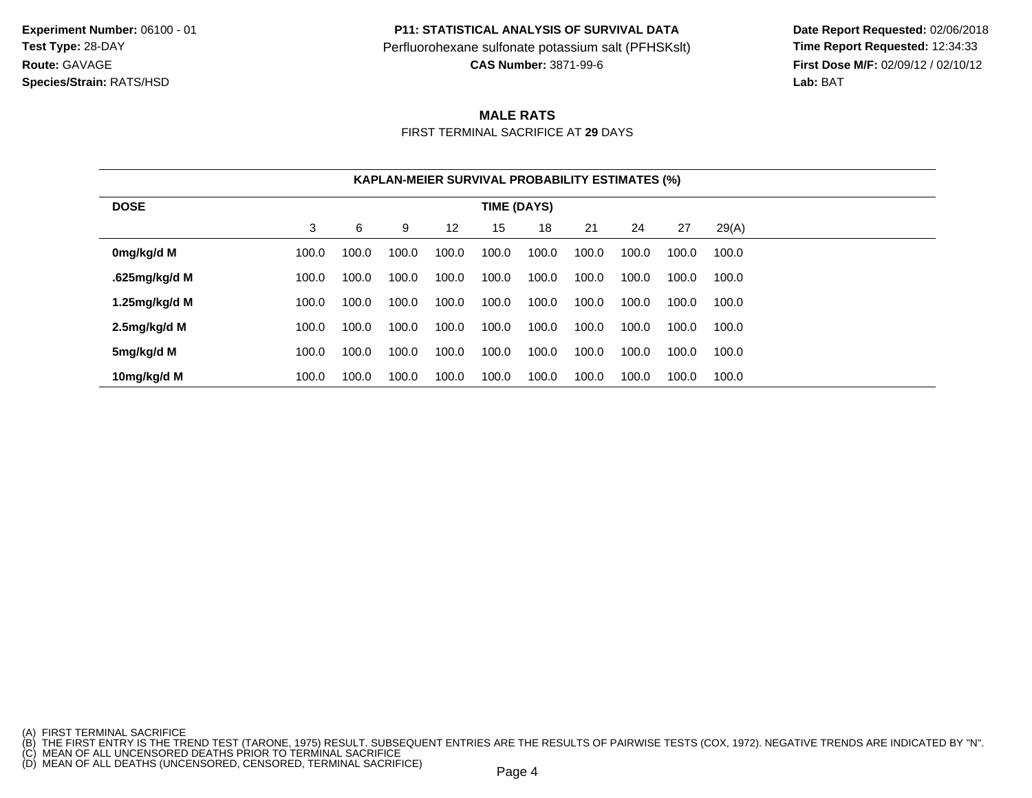**Experiment Number:** 06100 - 01
**Test Type:** 28-DAY
**Route:** GAVAGE
**Species/Strain:** RATS/HSD

**P11: STATISTICAL ANALYSIS OF SURVIVAL DATA**
Perfluorohexane sulfonate potassium salt (PFHSKslt)
**CAS Number:** 3871-99-6

**Date Report Requested:** 02/06/2018
**Time Report Requested:** 12:34:33
**First Dose M/F:** 02/09/12 / 02/10/12
**Lab:** BAT

## MALE RATS

FIRST TERMINAL SACRIFICE AT **29** DAYS

**KAPLAN-MEIER SURVIVAL PROBABILITY ESTIMATES (%)**

| DOSE | TIME (DAYS) | | | | | | | | | |
|---|---|---|---|---|---|---|---|---|---|---|
| | 3 | 6 | 9 | 12 | 15 | 18 | 21 | 24 | 27 | 29(A) |
| **0mg/kg/d M** | 100.0 | 100.0 | 100.0 | 100.0 | 100.0 | 100.0 | 100.0 | 100.0 | 100.0 | 100.0 |
| **.625mg/kg/d M** | 100.0 | 100.0 | 100.0 | 100.0 | 100.0 | 100.0 | 100.0 | 100.0 | 100.0 | 100.0 |
| **1.25mg/kg/d M** | 100.0 | 100.0 | 100.0 | 100.0 | 100.0 | 100.0 | 100.0 | 100.0 | 100.0 | 100.0 |
| **2.5mg/kg/d M** | 100.0 | 100.0 | 100.0 | 100.0 | 100.0 | 100.0 | 100.0 | 100.0 | 100.0 | 100.0 |
| **5mg/kg/d M** | 100.0 | 100.0 | 100.0 | 100.0 | 100.0 | 100.0 | 100.0 | 100.0 | 100.0 | 100.0 |
| **10mg/kg/d M** | 100.0 | 100.0 | 100.0 | 100.0 | 100.0 | 100.0 | 100.0 | 100.0 | 100.0 | 100.0 |

(A) FIRST TERMINAL SACRIFICE
(B) THE FIRST ENTRY IS THE TREND TEST (TARONE, 1975) RESULT. SUBSEQUENT ENTRIES ARE THE RESULTS OF PAIRWISE TESTS (COX, 1972). NEGATIVE TRENDS ARE INDICATED BY "N".
(C) MEAN OF ALL UNCENSORED DEATHS PRIOR TO TERMINAL SACRIFICE
(D) MEAN OF ALL DEATHS (UNCENSORED, CENSORED, TERMINAL SACRIFICE)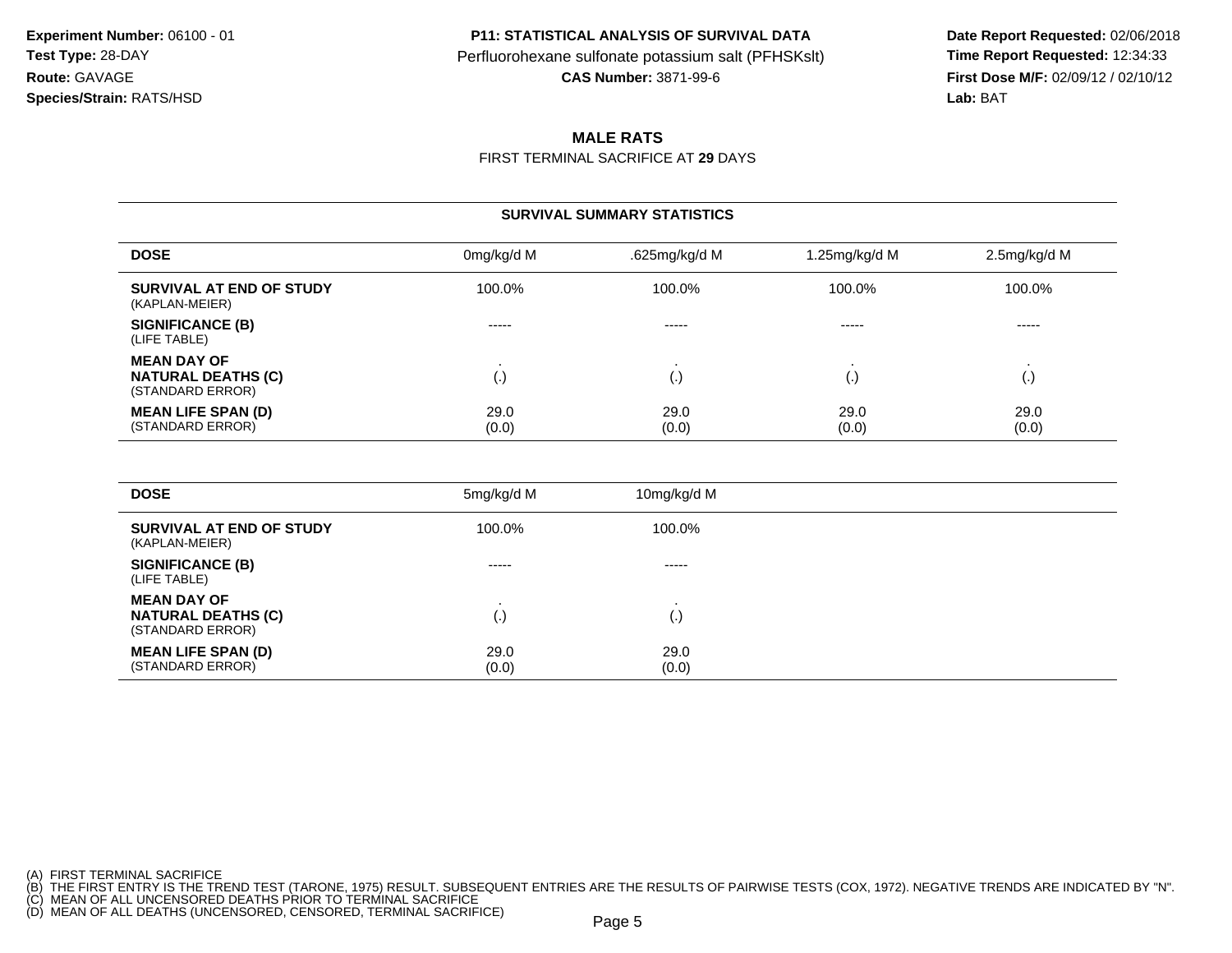**Experiment Number:** 06100 - 01
**Test Type:** 28-DAY
**Route:** GAVAGE
**Species/Strain:** RATS/HSD

**P11: STATISTICAL ANALYSIS OF SURVIVAL DATA**
Perfluorohexane sulfonate potassium salt (PFHSKslt)
**CAS Number:** 3871-99-6

**Date Report Requested:** 02/06/2018
**Time Report Requested:** 12:34:33
**First Dose M/F:** 02/09/12 / 02/10/12
**Lab:** BAT

## MALE RATS

FIRST TERMINAL SACRIFICE AT **29** DAYS

### SURVIVAL SUMMARY STATISTICS

| **DOSE** | 0mg/kg/d M | .625mg/kg/d M | 1.25mg/kg/d M | 2.5mg/kg/d M |
|---|---|---|---|---|
| **SURVIVAL AT END OF STUDY** (KAPLAN-MEIER) | 100.0% | 100.0% | 100.0% | 100.0% |
| **SIGNIFICANCE (B)** (LIFE TABLE) | ----- | ----- | ----- | ----- |
| **MEAN DAY OF NATURAL DEATHS (C)** (STANDARD ERROR) | . (.) | . (.) | . (.) | . (.) |
| **MEAN LIFE SPAN (D)** (STANDARD ERROR) | 29.0 (0.0) | 29.0 (0.0) | 29.0 (0.0) | 29.0 (0.0) |

| **DOSE** | 5mg/kg/d M | 10mg/kg/d M |
|---|---|---|
| **SURVIVAL AT END OF STUDY** (KAPLAN-MEIER) | 100.0% | 100.0% |
| **SIGNIFICANCE (B)** (LIFE TABLE) | ----- | ----- |
| **MEAN DAY OF NATURAL DEATHS (C)** (STANDARD ERROR) | . (.) | . (.) |
| **MEAN LIFE SPAN (D)** (STANDARD ERROR) | 29.0 (0.0) | 29.0 (0.0) |

(A) FIRST TERMINAL SACRIFICE
(B) THE FIRST ENTRY IS THE TREND TEST (TARONE, 1975) RESULT. SUBSEQUENT ENTRIES ARE THE RESULTS OF PAIRWISE TESTS (COX, 1972). NEGATIVE TRENDS ARE INDICATED BY "N".
(C) MEAN OF ALL UNCENSORED DEATHS PRIOR TO TERMINAL SACRIFICE
(D) MEAN OF ALL DEATHS (UNCENSORED, CENSORED, TERMINAL SACRIFICE)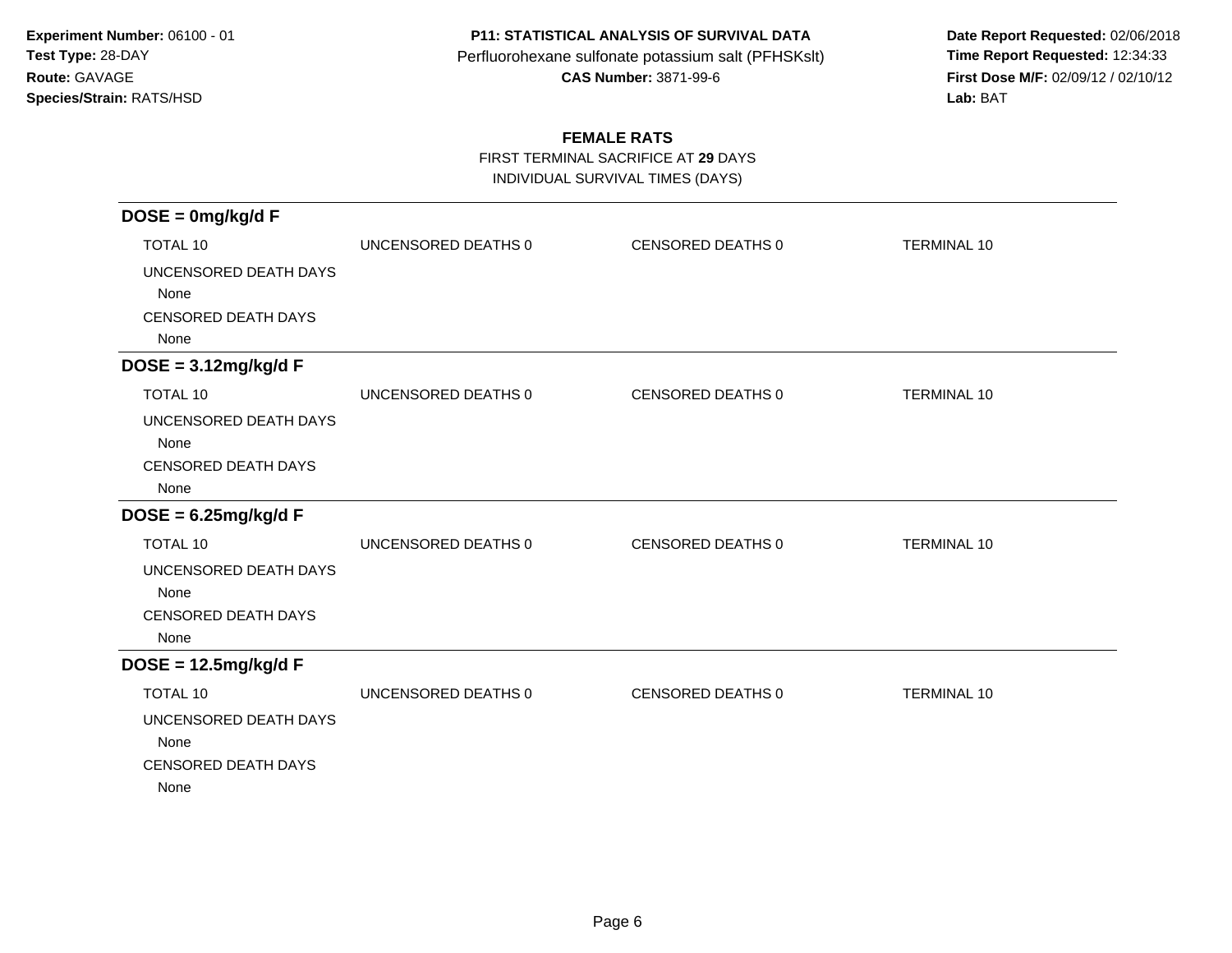**Experiment Number:** 06100 - 01
**Test Type:** 28-DAY
**Route:** GAVAGE
**Species/Strain:** RATS/HSD

**P11: STATISTICAL ANALYSIS OF SURVIVAL DATA**
Perfluorohexane sulfonate potassium salt (PFHSKslt)
**CAS Number:** 3871-99-6

**Date Report Requested:** 02/06/2018
**Time Report Requested:** 12:34:33
**First Dose M/F:** 02/09/12 / 02/10/12
**Lab:** BAT

## FEMALE RATS

FIRST TERMINAL SACRIFICE AT **29** DAYS
INDIVIDUAL SURVIVAL TIMES (DAYS)

### DOSE = 0mg/kg/d F

| TOTAL 10 | UNCENSORED DEATHS 0 | CENSORED DEATHS 0 | TERMINAL 10 |
|---|---|---|---|

UNCENSORED DEATH DAYS
None
CENSORED DEATH DAYS
None

### DOSE = 3.12mg/kg/d F

| TOTAL 10 | UNCENSORED DEATHS 0 | CENSORED DEATHS 0 | TERMINAL 10 |
|---|---|---|---|

UNCENSORED DEATH DAYS
None
CENSORED DEATH DAYS
None

### DOSE = 6.25mg/kg/d F

| TOTAL 10 | UNCENSORED DEATHS 0 | CENSORED DEATHS 0 | TERMINAL 10 |
|---|---|---|---|

UNCENSORED DEATH DAYS
None
CENSORED DEATH DAYS
None

### DOSE = 12.5mg/kg/d F

| TOTAL 10 | UNCENSORED DEATHS 0 | CENSORED DEATHS 0 | TERMINAL 10 |
|---|---|---|---|

UNCENSORED DEATH DAYS
None
CENSORED DEATH DAYS
None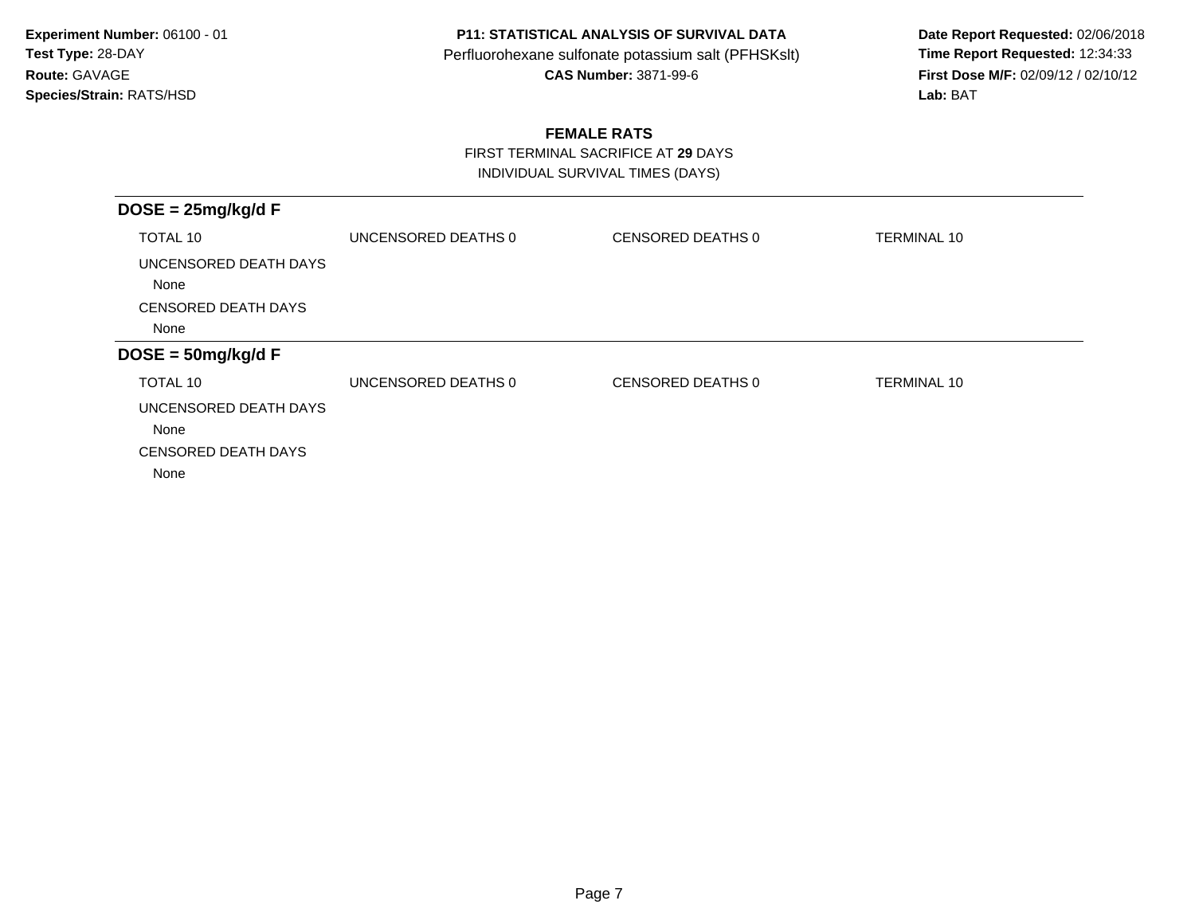**Experiment Number:** 06100 - 01
**Test Type:** 28-DAY
**Route:** GAVAGE
**Species/Strain:** RATS/HSD

**P11: STATISTICAL ANALYSIS OF SURVIVAL DATA**
Perfluorohexane sulfonate potassium salt (PFHSKslt)
**CAS Number:** 3871-99-6

**Date Report Requested:** 02/06/2018
**Time Report Requested:** 12:34:33
**First Dose M/F:** 02/09/12 / 02/10/12
**Lab:** BAT

## FEMALE RATS

FIRST TERMINAL SACRIFICE AT **29** DAYS
INDIVIDUAL SURVIVAL TIMES (DAYS)

### DOSE = 25mg/kg/d F

| TOTAL 10 | UNCENSORED DEATHS 0 | CENSORED DEATHS 0 | TERMINAL 10 |
|---|---|---|---|

UNCENSORED DEATH DAYS
None

CENSORED DEATH DAYS
None

### DOSE = 50mg/kg/d F

| TOTAL 10 | UNCENSORED DEATHS 0 | CENSORED DEATHS 0 | TERMINAL 10 |
|---|---|---|---|

UNCENSORED DEATH DAYS
None

CENSORED DEATH DAYS
None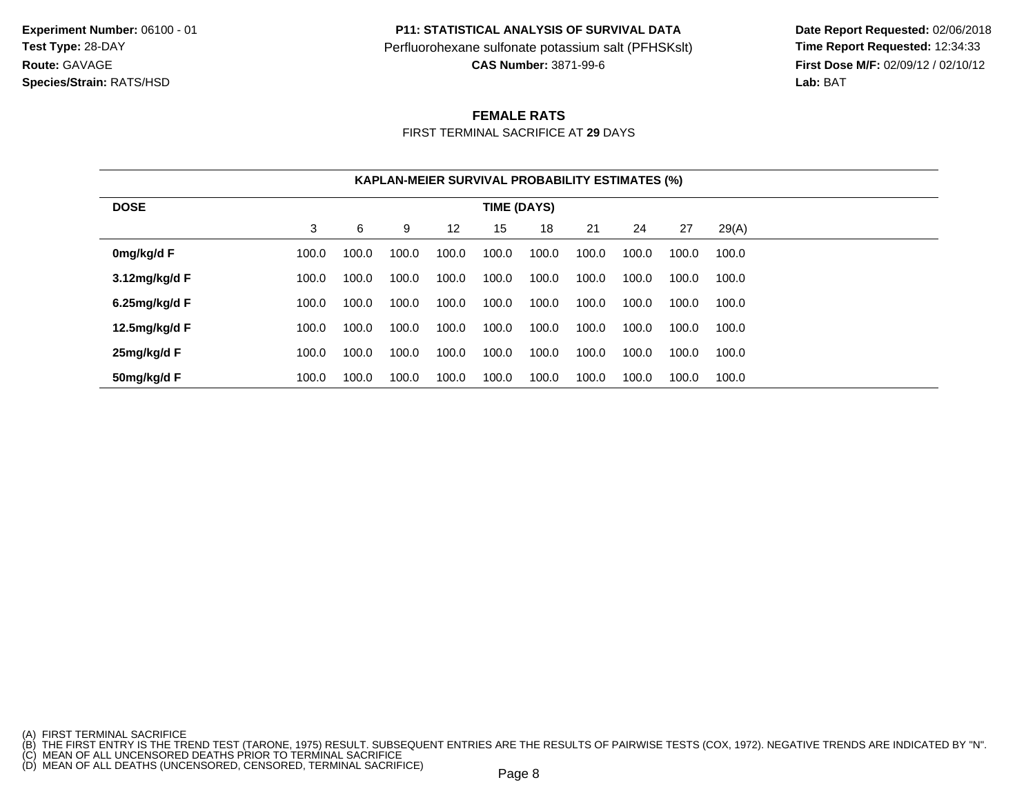**Experiment Number:** 06100 - 01
**Test Type:** 28-DAY
**Route:** GAVAGE
**Species/Strain:** RATS/HSD

**P11: STATISTICAL ANALYSIS OF SURVIVAL DATA**
Perfluorohexane sulfonate potassium salt (PFHSKslt)
**CAS Number:** 3871-99-6

**Date Report Requested:** 02/06/2018
**Time Report Requested:** 12:34:33
**First Dose M/F:** 02/09/12 / 02/10/12
**Lab:** BAT

## FEMALE RATS

FIRST TERMINAL SACRIFICE AT **29** DAYS

**KAPLAN-MEIER SURVIVAL PROBABILITY ESTIMATES (%)**

| DOSE | TIME (DAYS) | | | | | | | | | |
|---|---|---|---|---|---|---|---|---|---|---|
| | 3 | 6 | 9 | 12 | 15 | 18 | 21 | 24 | 27 | 29(A) |
| **0mg/kg/d F** | 100.0 | 100.0 | 100.0 | 100.0 | 100.0 | 100.0 | 100.0 | 100.0 | 100.0 | 100.0 |
| **3.12mg/kg/d F** | 100.0 | 100.0 | 100.0 | 100.0 | 100.0 | 100.0 | 100.0 | 100.0 | 100.0 | 100.0 |
| **6.25mg/kg/d F** | 100.0 | 100.0 | 100.0 | 100.0 | 100.0 | 100.0 | 100.0 | 100.0 | 100.0 | 100.0 |
| **12.5mg/kg/d F** | 100.0 | 100.0 | 100.0 | 100.0 | 100.0 | 100.0 | 100.0 | 100.0 | 100.0 | 100.0 |
| **25mg/kg/d F** | 100.0 | 100.0 | 100.0 | 100.0 | 100.0 | 100.0 | 100.0 | 100.0 | 100.0 | 100.0 |
| **50mg/kg/d F** | 100.0 | 100.0 | 100.0 | 100.0 | 100.0 | 100.0 | 100.0 | 100.0 | 100.0 | 100.0 |

(A) FIRST TERMINAL SACRIFICE
(B) THE FIRST ENTRY IS THE TREND TEST (TARONE, 1975) RESULT. SUBSEQUENT ENTRIES ARE THE RESULTS OF PAIRWISE TESTS (COX, 1972). NEGATIVE TRENDS ARE INDICATED BY "N".
(C) MEAN OF ALL UNCENSORED DEATHS PRIOR TO TERMINAL SACRIFICE
(D) MEAN OF ALL DEATHS (UNCENSORED, CENSORED, TERMINAL SACRIFICE)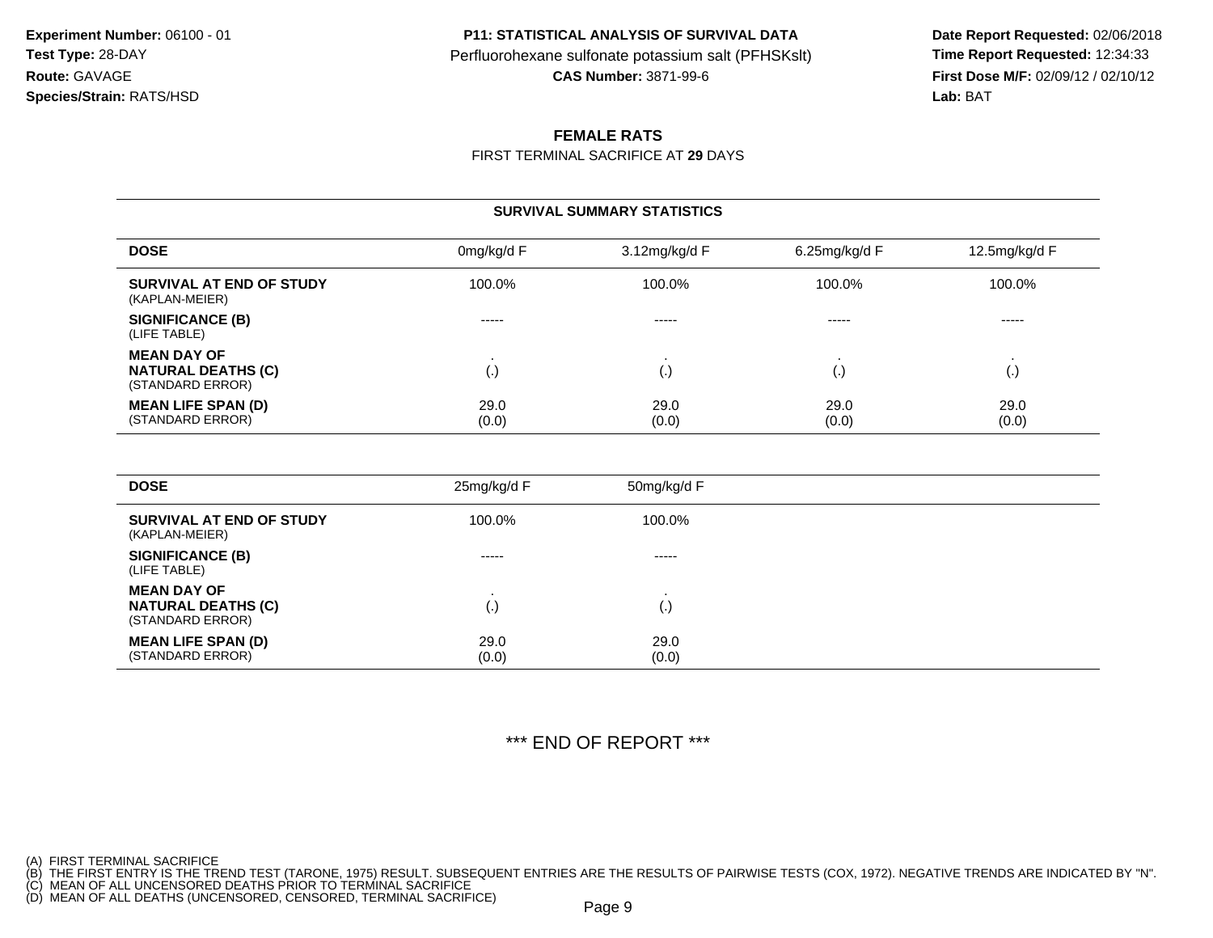**Experiment Number:** 06100 - 01
**Test Type:** 28-DAY
**Route:** GAVAGE
**Species/Strain:** RATS/HSD

**P11: STATISTICAL ANALYSIS OF SURVIVAL DATA**
Perfluorohexane sulfonate potassium salt (PFHSKslt)
**CAS Number:** 3871-99-6

**Date Report Requested:** 02/06/2018
**Time Report Requested:** 12:34:33
**First Dose M/F:** 02/09/12 / 02/10/12
**Lab:** BAT

## FEMALE RATS

FIRST TERMINAL SACRIFICE AT **29** DAYS

### SURVIVAL SUMMARY STATISTICS

| DOSE | 0mg/kg/d F | 3.12mg/kg/d F | 6.25mg/kg/d F | 12.5mg/kg/d F |
|---|---|---|---|---|
| **SURVIVAL AT END OF STUDY** (KAPLAN-MEIER) | 100.0% | 100.0% | 100.0% | 100.0% |
| **SIGNIFICANCE (B)** (LIFE TABLE) | ----- | ----- | ----- | ----- |
| **MEAN DAY OF NATURAL DEATHS (C)** (STANDARD ERROR) | . (.) | . (.) | . (.) | . (.) |
| **MEAN LIFE SPAN (D)** (STANDARD ERROR) | 29.0 (0.0) | 29.0 (0.0) | 29.0 (0.0) | 29.0 (0.0) |

| DOSE | 25mg/kg/d F | 50mg/kg/d F |
|---|---|---|
| **SURVIVAL AT END OF STUDY** (KAPLAN-MEIER) | 100.0% | 100.0% |
| **SIGNIFICANCE (B)** (LIFE TABLE) | ----- | ----- |
| **MEAN DAY OF NATURAL DEATHS (C)** (STANDARD ERROR) | . (.) | . (.) |
| **MEAN LIFE SPAN (D)** (STANDARD ERROR) | 29.0 (0.0) | 29.0 (0.0) |

\*\*\* END OF REPORT \*\*\*

(A) FIRST TERMINAL SACRIFICE
(B) THE FIRST ENTRY IS THE TREND TEST (TARONE, 1975) RESULT. SUBSEQUENT ENTRIES ARE THE RESULTS OF PAIRWISE TESTS (COX, 1972). NEGATIVE TRENDS ARE INDICATED BY "N".
(C) MEAN OF ALL UNCENSORED DEATHS PRIOR TO TERMINAL SACRIFICE
(D) MEAN OF ALL DEATHS (UNCENSORED, CENSORED, TERMINAL SACRIFICE)